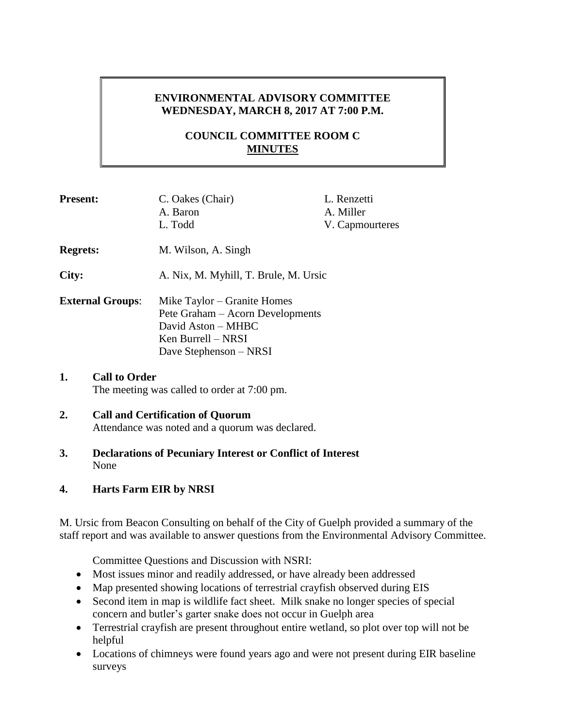# ENVIRONMENTAL ADVISORY COMMITTEE
## WEDNESDAY, MARCH 8, 2017 AT 7:00 P.M.

## COUNCIL COMMITTEE ROOM C
## MINUTES

**Present:** C. Oakes (Chair), A. Baron, L. Todd, L. Renzetti, A. Miller, V. Capmourteres

**Regrets:** M. Wilson, A. Singh

**City:** A. Nix, M. Myhill, T. Brule, M. Ursic

**External Groups**:
Mike Taylor – Granite Homes
Pete Graham – Acorn Developments
David Aston – MHBC
Ken Burrell – NRSI
Dave Stephenson – NRSI

**1. Call to Order**

The meeting was called to order at 7:00 pm.

**2. Call and Certification of Quorum**

Attendance was noted and a quorum was declared.

**3. Declarations of Pecuniary Interest or Conflict of Interest**

None

**4. Harts Farm EIR by NRSI**

M. Ursic from Beacon Consulting on behalf of the City of Guelph provided a summary of the staff report and was available to answer questions from the Environmental Advisory Committee.

Committee Questions and Discussion with NSRI:

- Most issues minor and readily addressed, or have already been addressed
- Map presented showing locations of terrestrial crayfish observed during EIS
- Second item in map is wildlife fact sheet. Milk snake no longer species of special concern and butler's garter snake does not occur in Guelph area
- Terrestrial crayfish are present throughout entire wetland, so plot over top will not be helpful
- Locations of chimneys were found years ago and were not present during EIR baseline surveys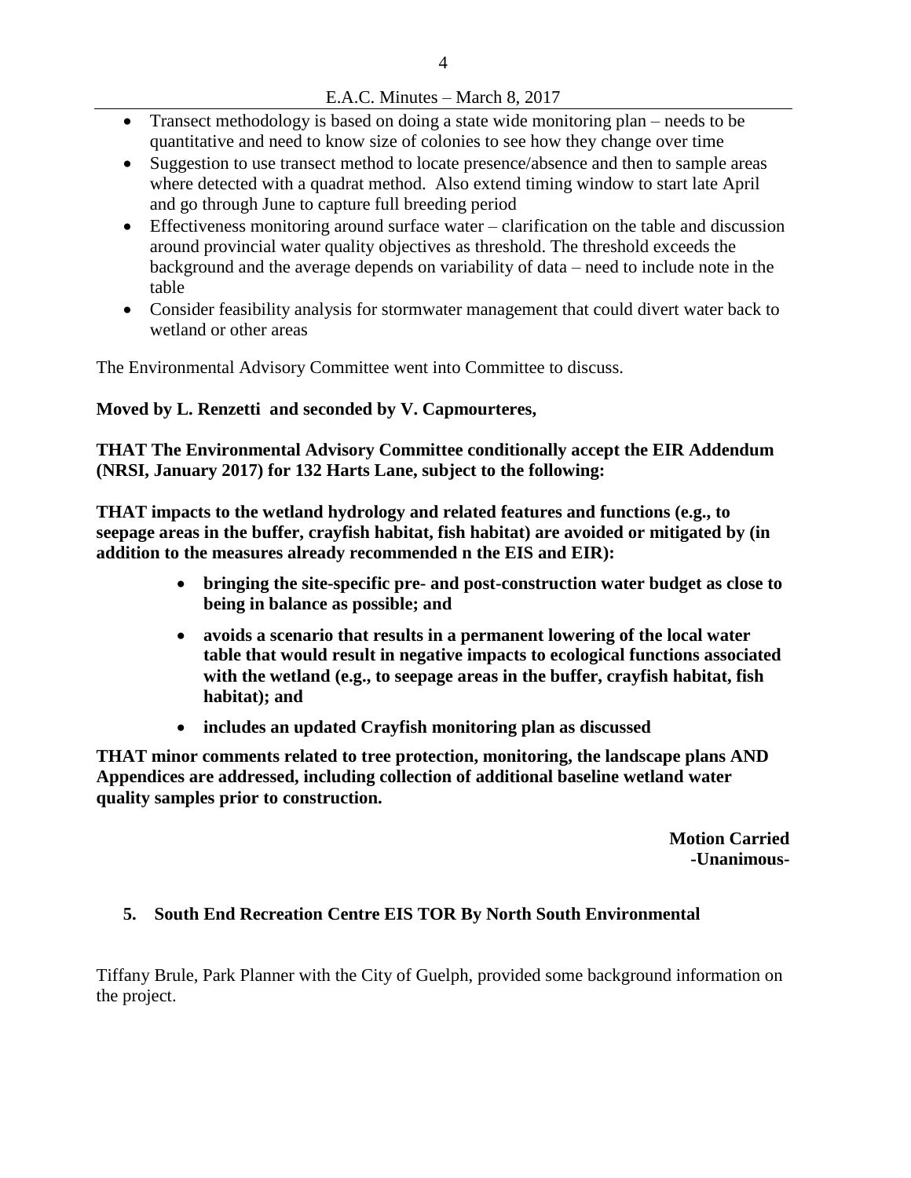- Transect methodology is based on doing a state wide monitoring plan – needs to be quantitative and need to know size of colonies to see how they change over time
- Suggestion to use transect method to locate presence/absence and then to sample areas where detected with a quadrat method. Also extend timing window to start late April and go through June to capture full breeding period
- Effectiveness monitoring around surface water – clarification on the table and discussion around provincial water quality objectives as threshold. The threshold exceeds the background and the average depends on variability of data – need to include note in the table
- Consider feasibility analysis for stormwater management that could divert water back to wetland or other areas

The Environmental Advisory Committee went into Committee to discuss.

**Moved by L. Renzetti and seconded by V. Capmourteres,**

**THAT The Environmental Advisory Committee conditionally accept the EIR Addendum (NRSI, January 2017) for 132 Harts Lane, subject to the following:**

**THAT impacts to the wetland hydrology and related features and functions (e.g., to seepage areas in the buffer, crayfish habitat, fish habitat) are avoided or mitigated by (in addition to the measures already recommended n the EIS and EIR):**

- **bringing the site-specific pre- and post-construction water budget as close to being in balance as possible; and**
- **avoids a scenario that results in a permanent lowering of the local water table that would result in negative impacts to ecological functions associated with the wetland (e.g., to seepage areas in the buffer, crayfish habitat, fish habitat); and**
- **includes an updated Crayfish monitoring plan as discussed**

**THAT minor comments related to tree protection, monitoring, the landscape plans AND Appendices are addressed, including collection of additional baseline wetland water quality samples prior to construction.**

**Motion Carried**
**-Unanimous-**

## 5. South End Recreation Centre EIS TOR By North South Environmental

Tiffany Brule, Park Planner with the City of Guelph, provided some background information on the project.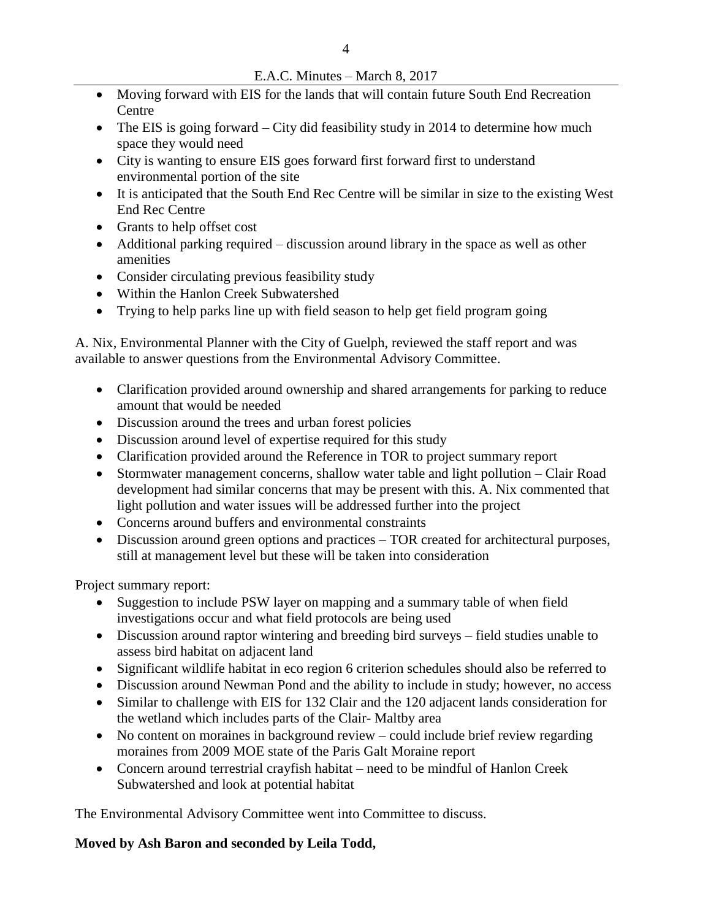- Moving forward with EIS for the lands that will contain future South End Recreation Centre
- The EIS is going forward – City did feasibility study in 2014 to determine how much space they would need
- City is wanting to ensure EIS goes forward first forward first to understand environmental portion of the site
- It is anticipated that the South End Rec Centre will be similar in size to the existing West End Rec Centre
- Grants to help offset cost
- Additional parking required – discussion around library in the space as well as other amenities
- Consider circulating previous feasibility study
- Within the Hanlon Creek Subwatershed
- Trying to help parks line up with field season to help get field program going

A. Nix, Environmental Planner with the City of Guelph, reviewed the staff report and was available to answer questions from the Environmental Advisory Committee.

- Clarification provided around ownership and shared arrangements for parking to reduce amount that would be needed
- Discussion around the trees and urban forest policies
- Discussion around level of expertise required for this study
- Clarification provided around the Reference in TOR to project summary report
- Stormwater management concerns, shallow water table and light pollution – Clair Road development had similar concerns that may be present with this. A. Nix commented that light pollution and water issues will be addressed further into the project
- Concerns around buffers and environmental constraints
- Discussion around green options and practices – TOR created for architectural purposes, still at management level but these will be taken into consideration

Project summary report:

- Suggestion to include PSW layer on mapping and a summary table of when field investigations occur and what field protocols are being used
- Discussion around raptor wintering and breeding bird surveys – field studies unable to assess bird habitat on adjacent land
- Significant wildlife habitat in eco region 6 criterion schedules should also be referred to
- Discussion around Newman Pond and the ability to include in study; however, no access
- Similar to challenge with EIS for 132 Clair and the 120 adjacent lands consideration for the wetland which includes parts of the Clair- Maltby area
- No content on moraines in background review – could include brief review regarding moraines from 2009 MOE state of the Paris Galt Moraine report
- Concern around terrestrial crayfish habitat – need to be mindful of Hanlon Creek Subwatershed and look at potential habitat

The Environmental Advisory Committee went into Committee to discuss.

**Moved by Ash Baron and seconded by Leila Todd,**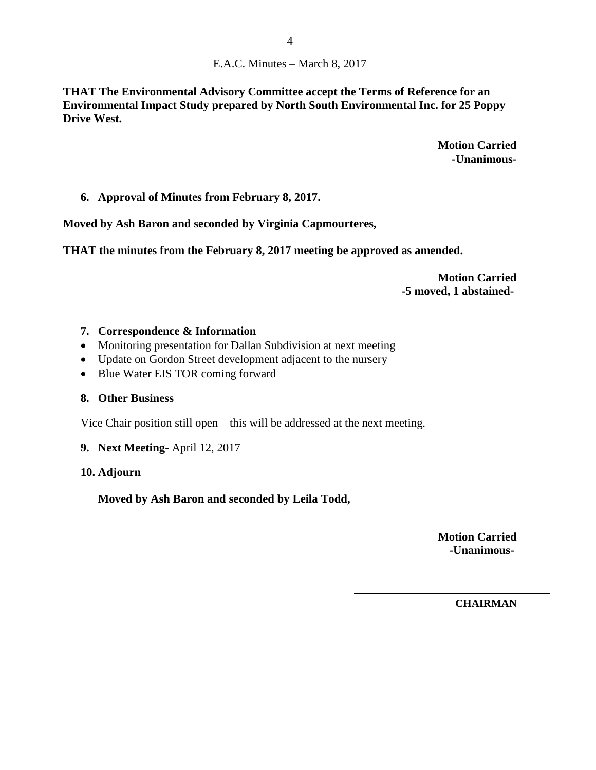**THAT The Environmental Advisory Committee accept the Terms of Reference for an Environmental Impact Study prepared by North South Environmental Inc. for 25 Poppy Drive West.**

**Motion Carried**
**-Unanimous-**

6. **Approval of Minutes from February 8, 2017.**

**Moved by Ash Baron and seconded by Virginia Capmourteres,**

**THAT the minutes from the February 8, 2017 meeting be approved as amended.**

**Motion Carried**
**-5 moved, 1 abstained-**

7. **Correspondence & Information**

- Monitoring presentation for Dallan Subdivision at next meeting
- Update on Gordon Street development adjacent to the nursery
- Blue Water EIS TOR coming forward

8. **Other Business**

Vice Chair position still open – this will be addressed at the next meeting.

9. **Next Meeting-** April 12, 2017

10. **Adjourn**

**Moved by Ash Baron and seconded by Leila Todd,**

**Motion Carried**
**-Unanimous-**

**CHAIRMAN**